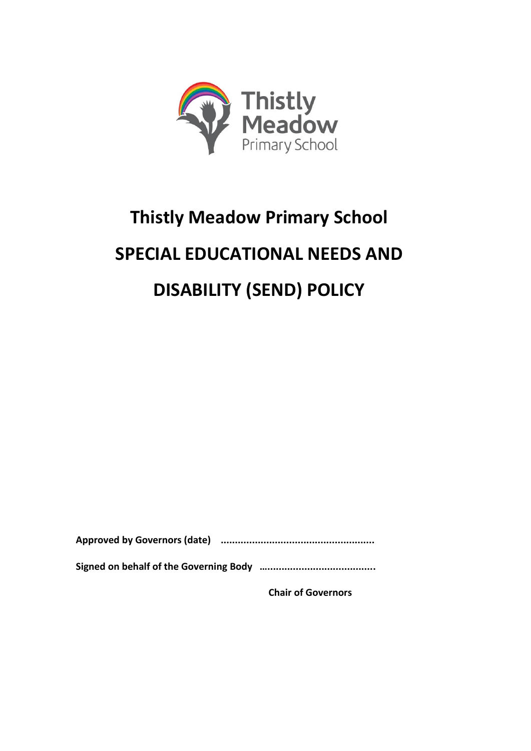# Thistly Meadow Primary School

# SPECIAL EDUCATIONAL NEEDS AND DISABILITY (SEND) POLICY

**Approved by Governors (date) .....................................................**

**Signed on behalf of the Governing Body ……...................................**

**Chair of Governors**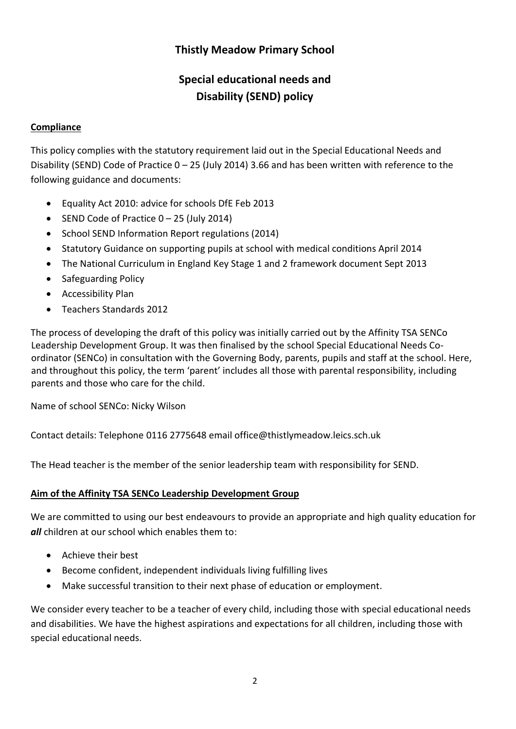# Thistly Meadow Primary School

## Special educational needs and Disability (SEND) policy

### Compliance

This policy complies with the statutory requirement laid out in the Special Educational Needs and Disability (SEND) Code of Practice 0 – 25 (July 2014) 3.66 and has been written with reference to the following guidance and documents:

- Equality Act 2010: advice for schools DfE Feb 2013
- SEND Code of Practice 0 – 25 (July 2014)
- School SEND Information Report regulations (2014)
- Statutory Guidance on supporting pupils at school with medical conditions April 2014
- The National Curriculum in England Key Stage 1 and 2 framework document Sept 2013
- Safeguarding Policy
- Accessibility Plan
- Teachers Standards 2012

The process of developing the draft of this policy was initially carried out by the Affinity TSA SENCo Leadership Development Group. It was then finalised by the school Special Educational Needs Co-ordinator (SENCo) in consultation with the Governing Body, parents, pupils and staff at the school. Here, and throughout this policy, the term 'parent' includes all those with parental responsibility, including parents and those who care for the child.

Name of school SENCo: Nicky Wilson

Contact details: Telephone 0116 2775648 email office@thistlymeadow.leics.sch.uk

The Head teacher is the member of the senior leadership team with responsibility for SEND.

### Aim of the Affinity TSA SENCo Leadership Development Group

We are committed to using our best endeavours to provide an appropriate and high quality education for ***all*** children at our school which enables them to:

- Achieve their best
- Become confident, independent individuals living fulfilling lives
- Make successful transition to their next phase of education or employment.

We consider every teacher to be a teacher of every child, including those with special educational needs and disabilities. We have the highest aspirations and expectations for all children, including those with special educational needs.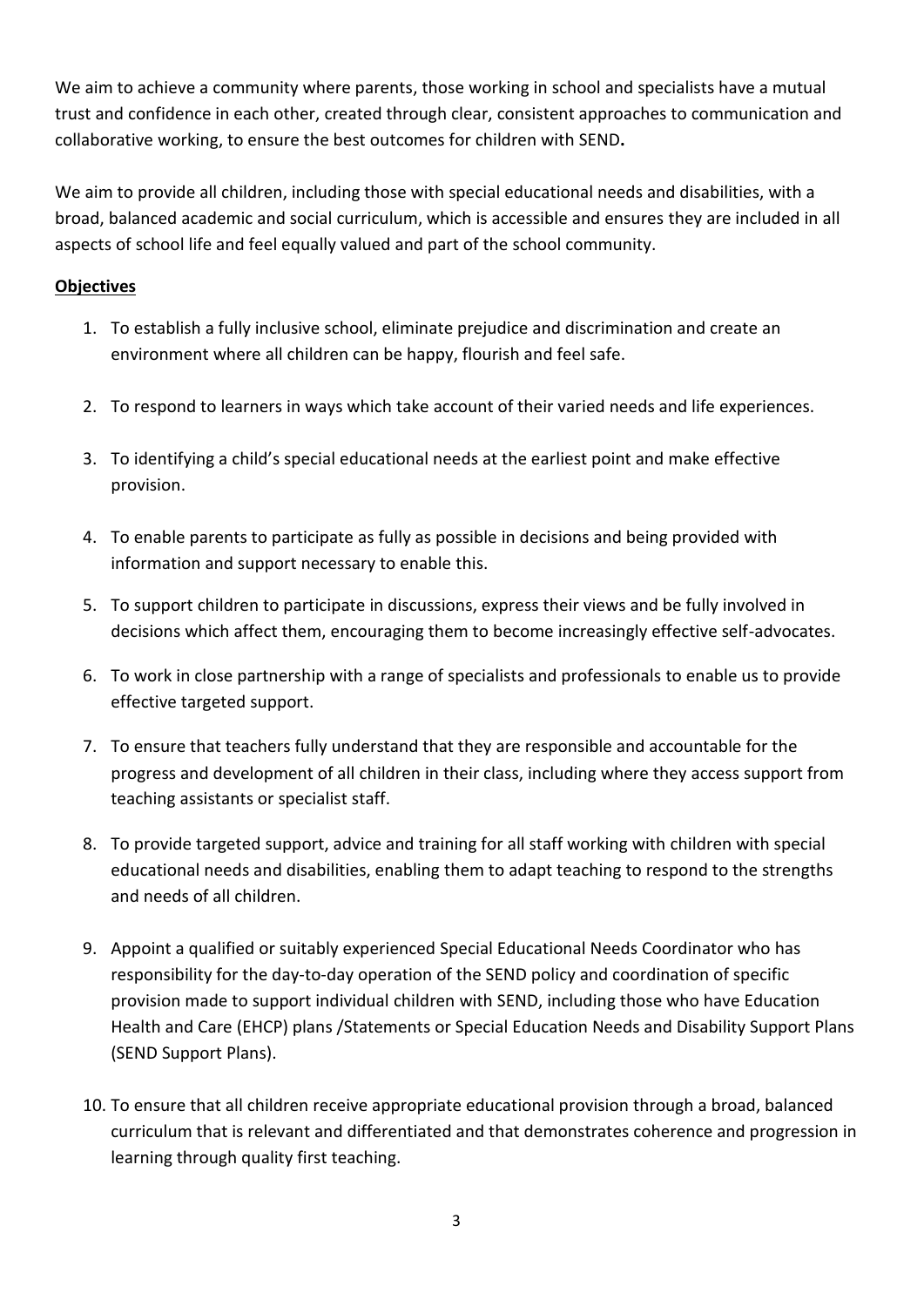We aim to achieve a community where parents, those working in school and specialists have a mutual trust and confidence in each other, created through clear, consistent approaches to communication and collaborative working, to ensure the best outcomes for children with SEND**.**

We aim to provide all children, including those with special educational needs and disabilities, with a broad, balanced academic and social curriculum, which is accessible and ensures they are included in all aspects of school life and feel equally valued and part of the school community.

**Objectives**

1. To establish a fully inclusive school, eliminate prejudice and discrimination and create an environment where all children can be happy, flourish and feel safe.

2. To respond to learners in ways which take account of their varied needs and life experiences.

3. To identifying a child's special educational needs at the earliest point and make effective provision.

4. To enable parents to participate as fully as possible in decisions and being provided with information and support necessary to enable this.

5. To support children to participate in discussions, express their views and be fully involved in decisions which affect them, encouraging them to become increasingly effective self-advocates.

6. To work in close partnership with a range of specialists and professionals to enable us to provide effective targeted support.

7. To ensure that teachers fully understand that they are responsible and accountable for the progress and development of all children in their class, including where they access support from teaching assistants or specialist staff.

8. To provide targeted support, advice and training for all staff working with children with special educational needs and disabilities, enabling them to adapt teaching to respond to the strengths and needs of all children.

9. Appoint a qualified or suitably experienced Special Educational Needs Coordinator who has responsibility for the day-to-day operation of the SEND policy and coordination of specific provision made to support individual children with SEND, including those who have Education Health and Care (EHCP) plans /Statements or Special Education Needs and Disability Support Plans (SEND Support Plans).

10. To ensure that all children receive appropriate educational provision through a broad, balanced curriculum that is relevant and differentiated and that demonstrates coherence and progression in learning through quality first teaching.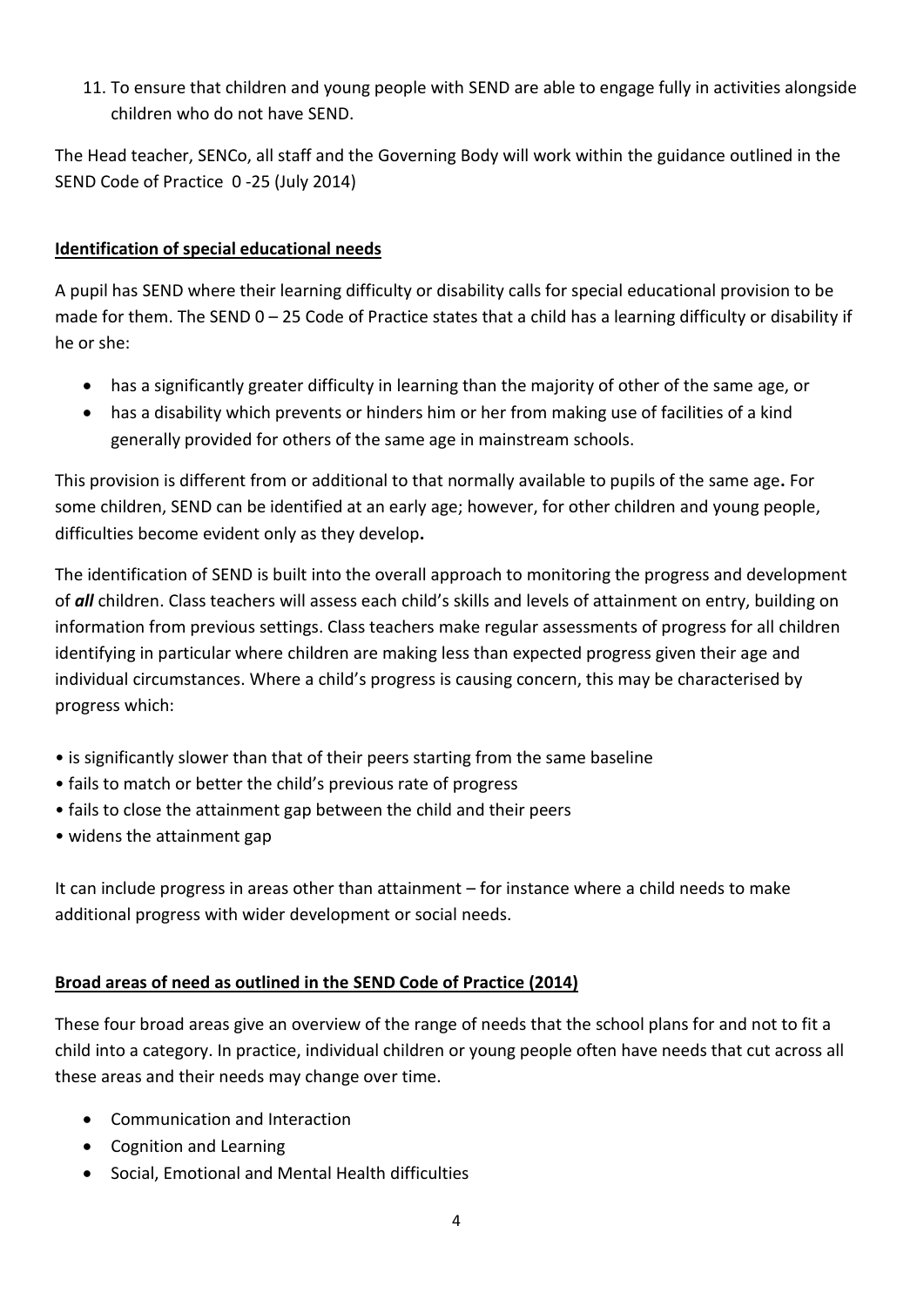11. To ensure that children and young people with SEND are able to engage fully in activities alongside children who do not have SEND.

The Head teacher, SENCo, all staff and the Governing Body will work within the guidance outlined in the SEND Code of Practice 0 -25 (July 2014)

## Identification of special educational needs

A pupil has SEND where their learning difficulty or disability calls for special educational provision to be made for them. The SEND 0 – 25 Code of Practice states that a child has a learning difficulty or disability if he or she:

- has a significantly greater difficulty in learning than the majority of other of the same age, or
- has a disability which prevents or hinders him or her from making use of facilities of a kind generally provided for others of the same age in mainstream schools.

This provision is different from or additional to that normally available to pupils of the same age**.** For some children, SEND can be identified at an early age; however, for other children and young people, difficulties become evident only as they develop**.**

The identification of SEND is built into the overall approach to monitoring the progress and development of ***all*** children. Class teachers will assess each child's skills and levels of attainment on entry, building on information from previous settings. Class teachers make regular assessments of progress for all children identifying in particular where children are making less than expected progress given their age and individual circumstances. Where a child's progress is causing concern, this may be characterised by progress which:

- is significantly slower than that of their peers starting from the same baseline
- fails to match or better the child's previous rate of progress
- fails to close the attainment gap between the child and their peers
- widens the attainment gap

It can include progress in areas other than attainment – for instance where a child needs to make additional progress with wider development or social needs.

## Broad areas of need as outlined in the SEND Code of Practice (2014)

These four broad areas give an overview of the range of needs that the school plans for and not to fit a child into a category. In practice, individual children or young people often have needs that cut across all these areas and their needs may change over time.

- Communication and Interaction
- Cognition and Learning
- Social, Emotional and Mental Health difficulties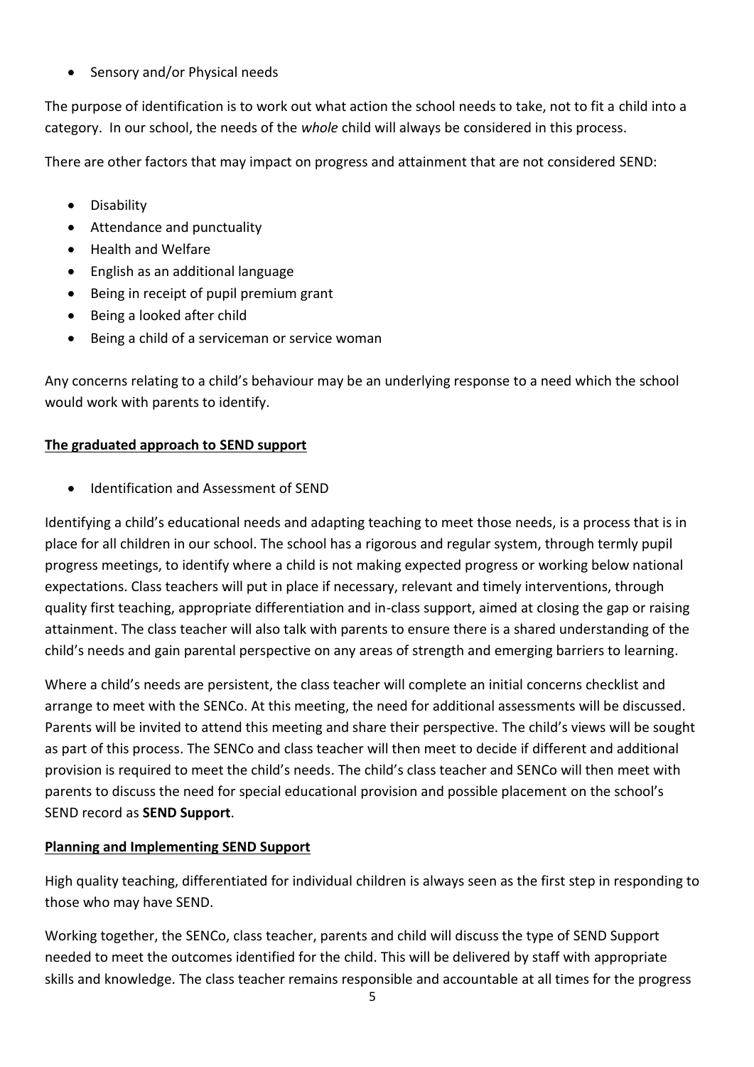- Sensory and/or Physical needs

The purpose of identification is to work out what action the school needs to take, not to fit a child into a category. In our school, the needs of the *whole* child will always be considered in this process.

There are other factors that may impact on progress and attainment that are not considered SEND:

- Disability
- Attendance and punctuality
- Health and Welfare
- English as an additional language
- Being in receipt of pupil premium grant
- Being a looked after child
- Being a child of a serviceman or service woman

Any concerns relating to a child's behaviour may be an underlying response to a need which the school would work with parents to identify.

**The graduated approach to SEND support**

- Identification and Assessment of SEND

Identifying a child's educational needs and adapting teaching to meet those needs, is a process that is in place for all children in our school. The school has a rigorous and regular system, through termly pupil progress meetings, to identify where a child is not making expected progress or working below national expectations. Class teachers will put in place if necessary, relevant and timely interventions, through quality first teaching, appropriate differentiation and in-class support, aimed at closing the gap or raising attainment. The class teacher will also talk with parents to ensure there is a shared understanding of the child's needs and gain parental perspective on any areas of strength and emerging barriers to learning.

Where a child's needs are persistent, the class teacher will complete an initial concerns checklist and arrange to meet with the SENCo. At this meeting, the need for additional assessments will be discussed. Parents will be invited to attend this meeting and share their perspective. The child's views will be sought as part of this process. The SENCo and class teacher will then meet to decide if different and additional provision is required to meet the child's needs. The child's class teacher and SENCo will then meet with parents to discuss the need for special educational provision and possible placement on the school's SEND record as **SEND Support**.

**Planning and Implementing SEND Support**

High quality teaching, differentiated for individual children is always seen as the first step in responding to those who may have SEND.

Working together, the SENCo, class teacher, parents and child will discuss the type of SEND Support needed to meet the outcomes identified for the child. This will be delivered by staff with appropriate skills and knowledge. The class teacher remains responsible and accountable at all times for the progress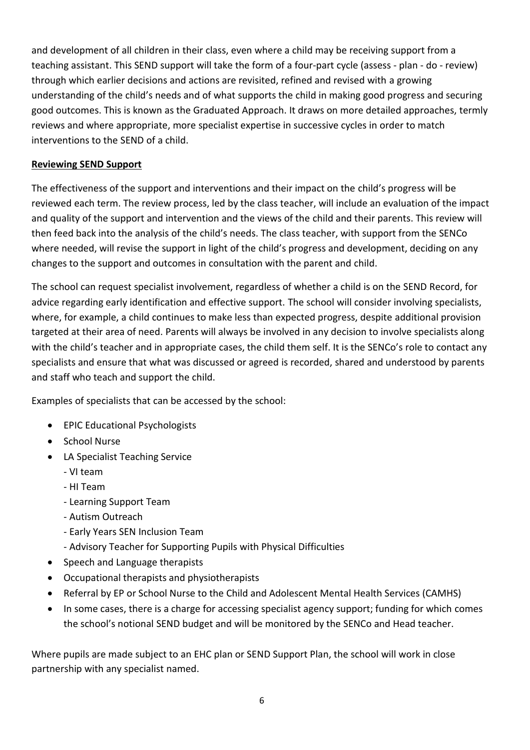and development of all children in their class, even where a child may be receiving support from a teaching assistant. This SEND support will take the form of a four-part cycle (assess - plan - do - review) through which earlier decisions and actions are revisited, refined and revised with a growing understanding of the child's needs and of what supports the child in making good progress and securing good outcomes. This is known as the Graduated Approach. It draws on more detailed approaches, termly reviews and where appropriate, more specialist expertise in successive cycles in order to match interventions to the SEND of a child.

**Reviewing SEND Support**

The effectiveness of the support and interventions and their impact on the child's progress will be reviewed each term. The review process, led by the class teacher, will include an evaluation of the impact and quality of the support and intervention and the views of the child and their parents. This review will then feed back into the analysis of the child's needs. The class teacher, with support from the SENCo where needed, will revise the support in light of the child's progress and development, deciding on any changes to the support and outcomes in consultation with the parent and child.

The school can request specialist involvement, regardless of whether a child is on the SEND Record, for advice regarding early identification and effective support. The school will consider involving specialists, where, for example, a child continues to make less than expected progress, despite additional provision targeted at their area of need. Parents will always be involved in any decision to involve specialists along with the child's teacher and in appropriate cases, the child them self. It is the SENCo's role to contact any specialists and ensure that what was discussed or agreed is recorded, shared and understood by parents and staff who teach and support the child.

Examples of specialists that can be accessed by the school:

- EPIC Educational Psychologists
- School Nurse
- LA Specialist Teaching Service
  - VI team
  - HI Team
  - Learning Support Team
  - Autism Outreach
  - Early Years SEN Inclusion Team
  - Advisory Teacher for Supporting Pupils with Physical Difficulties
- Speech and Language therapists
- Occupational therapists and physiotherapists
- Referral by EP or School Nurse to the Child and Adolescent Mental Health Services (CAMHS)
- In some cases, there is a charge for accessing specialist agency support; funding for which comes the school's notional SEND budget and will be monitored by the SENCo and Head teacher.

Where pupils are made subject to an EHC plan or SEND Support Plan, the school will work in close partnership with any specialist named.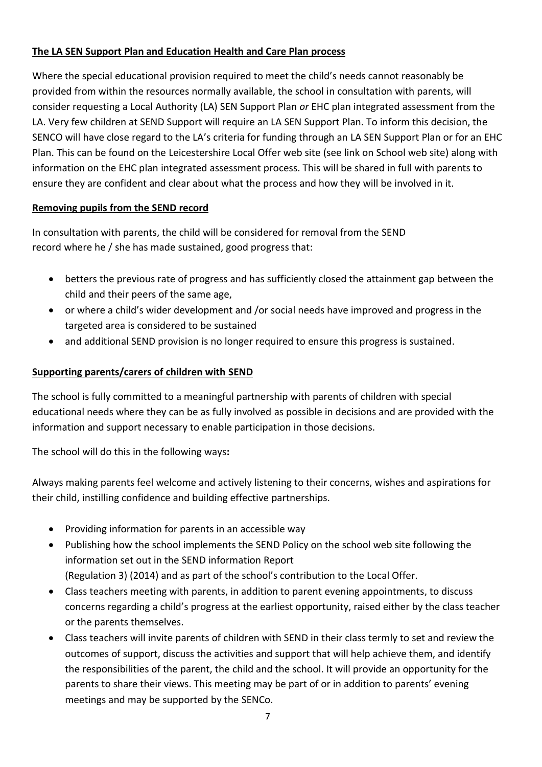**The LA SEN Support Plan and Education Health and Care Plan process**

Where the special educational provision required to meet the child's needs cannot reasonably be provided from within the resources normally available, the school in consultation with parents, will consider requesting a Local Authority (LA) SEN Support Plan *or* EHC plan integrated assessment from the LA. Very few children at SEND Support will require an LA SEN Support Plan. To inform this decision, the SENCO will have close regard to the LA's criteria for funding through an LA SEN Support Plan or for an EHC Plan. This can be found on the Leicestershire Local Offer web site (see link on School web site) along with information on the EHC plan integrated assessment process. This will be shared in full with parents to ensure they are confident and clear about what the process and how they will be involved in it.

**Removing pupils from the SEND record**

In consultation with parents, the child will be considered for removal from the SEND record where he / she has made sustained, good progress that:

- betters the previous rate of progress and has sufficiently closed the attainment gap between the child and their peers of the same age,
- or where a child's wider development and /or social needs have improved and progress in the targeted area is considered to be sustained
- and additional SEND provision is no longer required to ensure this progress is sustained.

**Supporting parents/carers of children with SEND**

The school is fully committed to a meaningful partnership with parents of children with special educational needs where they can be as fully involved as possible in decisions and are provided with the information and support necessary to enable participation in those decisions.

The school will do this in the following ways**:**

Always making parents feel welcome and actively listening to their concerns, wishes and aspirations for their child, instilling confidence and building effective partnerships.

- Providing information for parents in an accessible way
- Publishing how the school implements the SEND Policy on the school web site following the information set out in the SEND information Report (Regulation 3) (2014) and as part of the school's contribution to the Local Offer.
- Class teachers meeting with parents, in addition to parent evening appointments, to discuss concerns regarding a child's progress at the earliest opportunity, raised either by the class teacher or the parents themselves.
- Class teachers will invite parents of children with SEND in their class termly to set and review the outcomes of support, discuss the activities and support that will help achieve them, and identify the responsibilities of the parent, the child and the school. It will provide an opportunity for the parents to share their views. This meeting may be part of or in addition to parents' evening meetings and may be supported by the SENCo.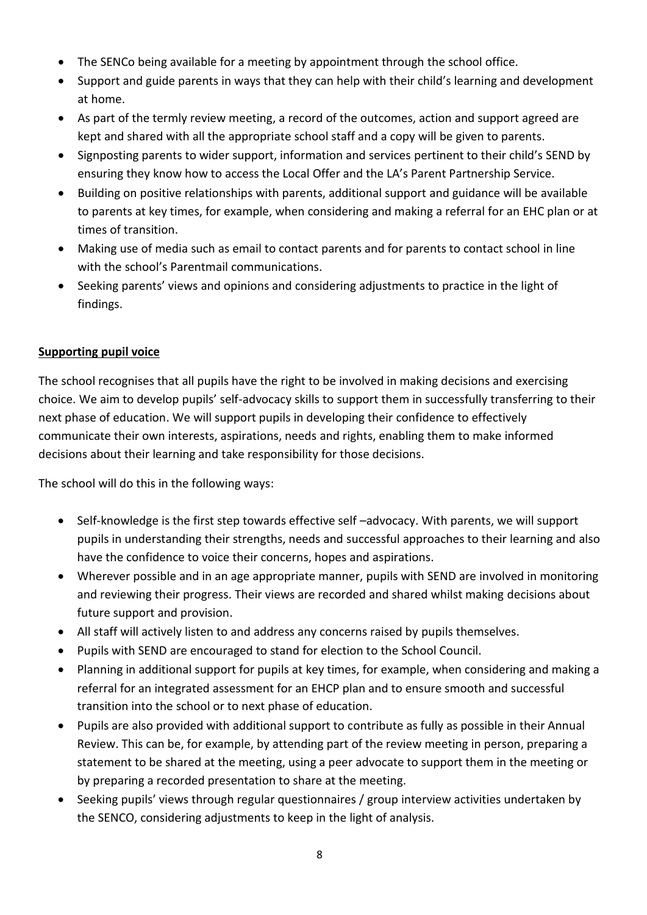- The SENCo being available for a meeting by appointment through the school office.
- Support and guide parents in ways that they can help with their child's learning and development at home.
- As part of the termly review meeting, a record of the outcomes, action and support agreed are kept and shared with all the appropriate school staff and a copy will be given to parents.
- Signposting parents to wider support, information and services pertinent to their child's SEND by ensuring they know how to access the Local Offer and the LA's Parent Partnership Service.
- Building on positive relationships with parents, additional support and guidance will be available to parents at key times, for example, when considering and making a referral for an EHC plan or at times of transition.
- Making use of media such as email to contact parents and for parents to contact school in line with the school's Parentmail communications.
- Seeking parents' views and opinions and considering adjustments to practice in the light of findings.

**Supporting pupil voice**

The school recognises that all pupils have the right to be involved in making decisions and exercising choice. We aim to develop pupils' self-advocacy skills to support them in successfully transferring to their next phase of education. We will support pupils in developing their confidence to effectively communicate their own interests, aspirations, needs and rights, enabling them to make informed decisions about their learning and take responsibility for those decisions.

The school will do this in the following ways:

- Self-knowledge is the first step towards effective self –advocacy. With parents, we will support pupils in understanding their strengths, needs and successful approaches to their learning and also have the confidence to voice their concerns, hopes and aspirations.
- Wherever possible and in an age appropriate manner, pupils with SEND are involved in monitoring and reviewing their progress. Their views are recorded and shared whilst making decisions about future support and provision.
- All staff will actively listen to and address any concerns raised by pupils themselves.
- Pupils with SEND are encouraged to stand for election to the School Council.
- Planning in additional support for pupils at key times, for example, when considering and making a referral for an integrated assessment for an EHCP plan and to ensure smooth and successful transition into the school or to next phase of education.
- Pupils are also provided with additional support to contribute as fully as possible in their Annual Review. This can be, for example, by attending part of the review meeting in person, preparing a statement to be shared at the meeting, using a peer advocate to support them in the meeting or by preparing a recorded presentation to share at the meeting.
- Seeking pupils' views through regular questionnaires / group interview activities undertaken by the SENCO, considering adjustments to keep in the light of analysis.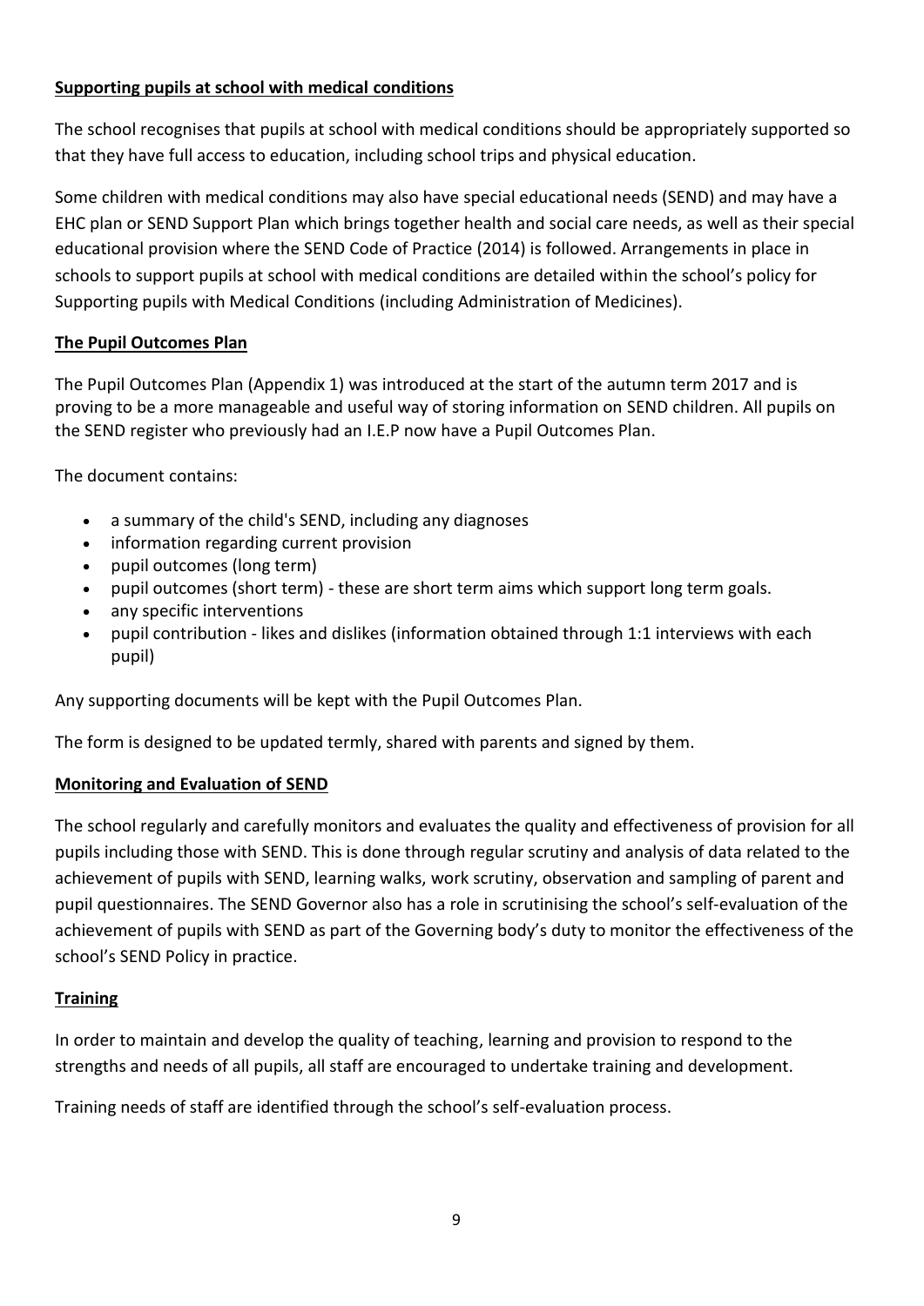## Supporting pupils at school with medical conditions

The school recognises that pupils at school with medical conditions should be appropriately supported so that they have full access to education, including school trips and physical education.

Some children with medical conditions may also have special educational needs (SEND) and may have a EHC plan or SEND Support Plan which brings together health and social care needs, as well as their special educational provision where the SEND Code of Practice (2014) is followed. Arrangements in place in schools to support pupils at school with medical conditions are detailed within the school's policy for Supporting pupils with Medical Conditions (including Administration of Medicines).

## The Pupil Outcomes Plan

The Pupil Outcomes Plan (Appendix 1) was introduced at the start of the autumn term 2017 and is proving to be a more manageable and useful way of storing information on SEND children. All pupils on the SEND register who previously had an I.E.P now have a Pupil Outcomes Plan.

The document contains:

- a summary of the child's SEND, including any diagnoses
- information regarding current provision
- pupil outcomes (long term)
- pupil outcomes (short term) - these are short term aims which support long term goals.
- any specific interventions
- pupil contribution - likes and dislikes (information obtained through 1:1 interviews with each pupil)

Any supporting documents will be kept with the Pupil Outcomes Plan.

The form is designed to be updated termly, shared with parents and signed by them.

## Monitoring and Evaluation of SEND

The school regularly and carefully monitors and evaluates the quality and effectiveness of provision for all pupils including those with SEND. This is done through regular scrutiny and analysis of data related to the achievement of pupils with SEND, learning walks, work scrutiny, observation and sampling of parent and pupil questionnaires. The SEND Governor also has a role in scrutinising the school's self-evaluation of the achievement of pupils with SEND as part of the Governing body's duty to monitor the effectiveness of the school's SEND Policy in practice.

## Training

In order to maintain and develop the quality of teaching, learning and provision to respond to the strengths and needs of all pupils, all staff are encouraged to undertake training and development.

Training needs of staff are identified through the school's self-evaluation process.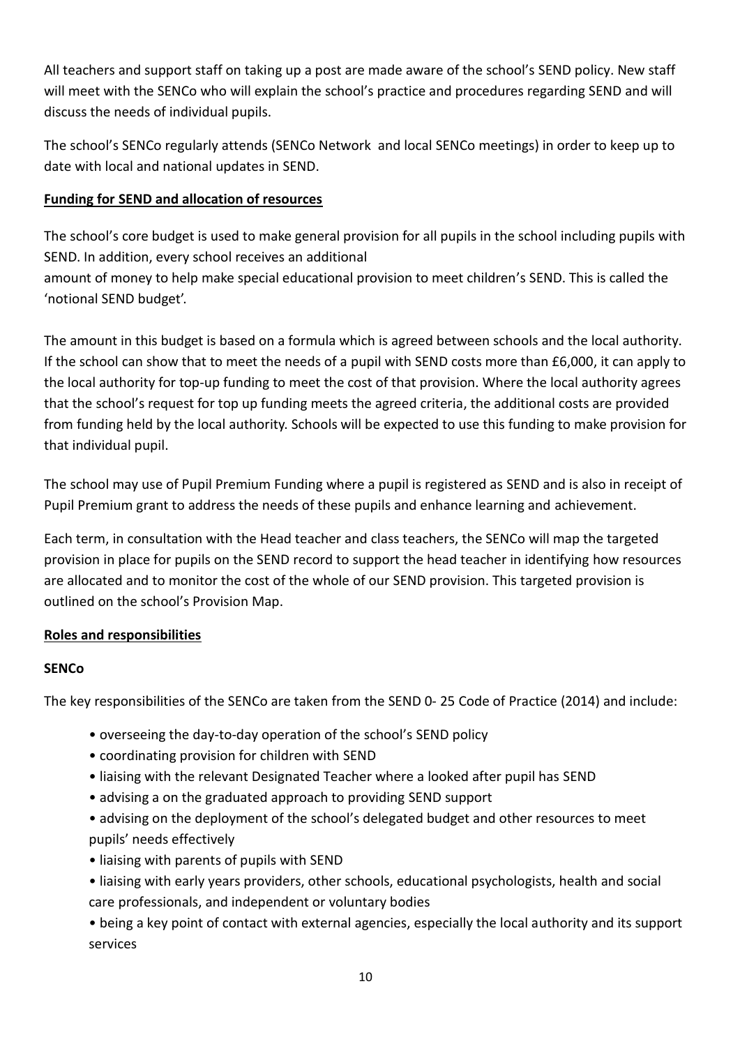All teachers and support staff on taking up a post are made aware of the school's SEND policy. New staff will meet with the SENCo who will explain the school's practice and procedures regarding SEND and will discuss the needs of individual pupils.

The school's SENCo regularly attends (SENCo Network  and local SENCo meetings) in order to keep up to date with local and national updates in SEND.

**Funding for SEND and allocation of resources**

The school's core budget is used to make general provision for all pupils in the school including pupils with SEND. In addition, every school receives an additional
amount of money to help make special educational provision to meet children's SEND. This is called the 'notional SEND budget'.

The amount in this budget is based on a formula which is agreed between schools and the local authority. If the school can show that to meet the needs of a pupil with SEND costs more than £6,000, it can apply to the local authority for top-up funding to meet the cost of that provision. Where the local authority agrees that the school's request for top up funding meets the agreed criteria, the additional costs are provided from funding held by the local authority. Schools will be expected to use this funding to make provision for that individual pupil.

The school may use of Pupil Premium Funding where a pupil is registered as SEND and is also in receipt of Pupil Premium grant to address the needs of these pupils and enhance learning and achievement.

Each term, in consultation with the Head teacher and class teachers, the SENCo will map the targeted provision in place for pupils on the SEND record to support the head teacher in identifying how resources are allocated and to monitor the cost of the whole of our SEND provision. This targeted provision is outlined on the school's Provision Map.

**Roles and responsibilities**

**SENCo**

The key responsibilities of the SENCo are taken from the SEND 0- 25 Code of Practice (2014) and include:

- overseeing the day-to-day operation of the school's SEND policy
- coordinating provision for children with SEND
- liaising with the relevant Designated Teacher where a looked after pupil has SEND
- advising a on the graduated approach to providing SEND support
- advising on the deployment of the school's delegated budget and other resources to meet pupils' needs effectively
- liaising with parents of pupils with SEND
- liaising with early years providers, other schools, educational psychologists, health and social care professionals, and independent or voluntary bodies
- being a key point of contact with external agencies, especially the local authority and its support services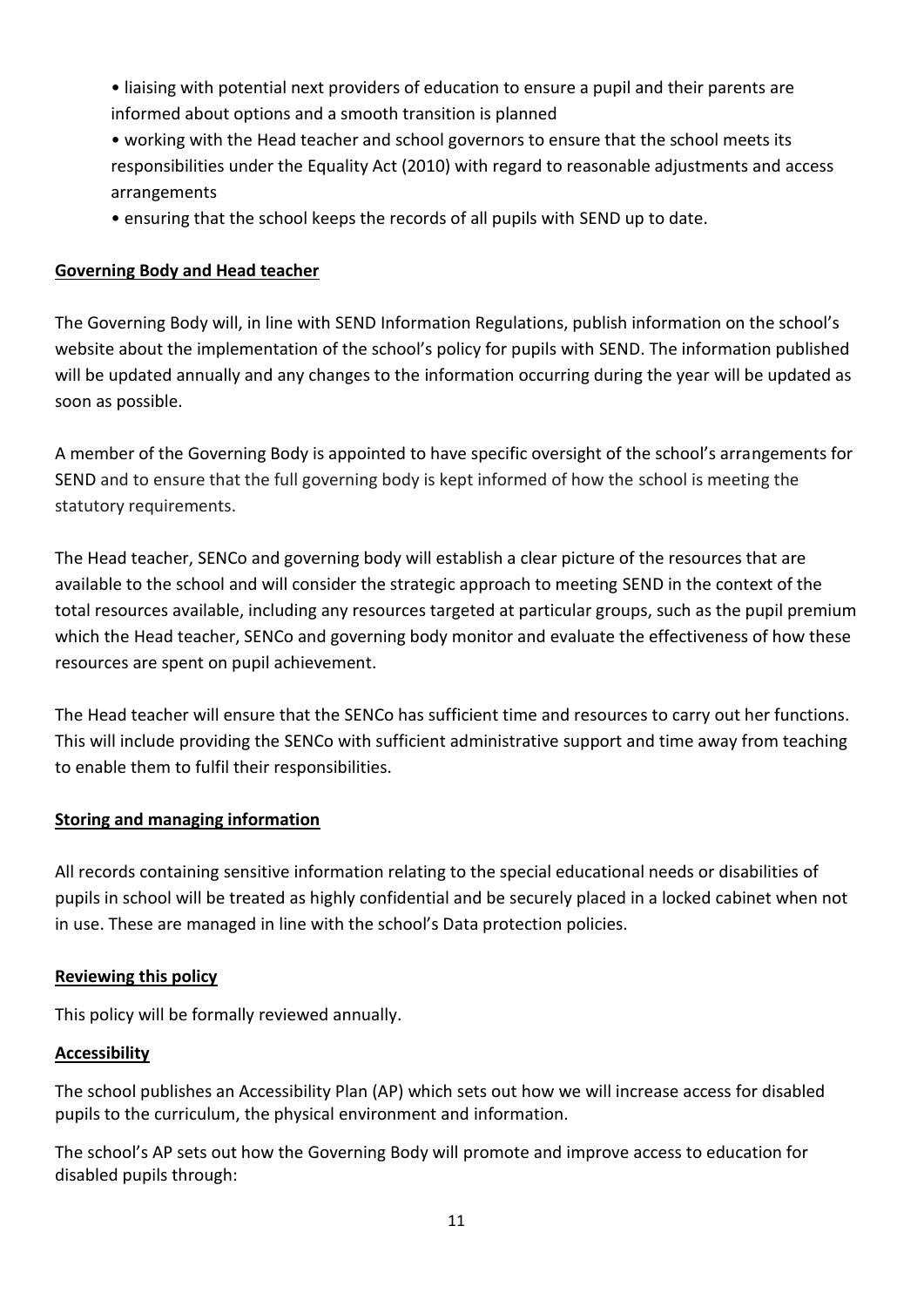- liaising with potential next providers of education to ensure a pupil and their parents are informed about options and a smooth transition is planned
- working with the Head teacher and school governors to ensure that the school meets its responsibilities under the Equality Act (2010) with regard to reasonable adjustments and access arrangements
- ensuring that the school keeps the records of all pupils with SEND up to date.

## Governing Body and Head teacher

The Governing Body will, in line with SEND Information Regulations, publish information on the school's website about the implementation of the school's policy for pupils with SEND. The information published will be updated annually and any changes to the information occurring during the year will be updated as soon as possible.

A member of the Governing Body is appointed to have specific oversight of the school's arrangements for SEND and to ensure that the full governing body is kept informed of how the school is meeting the statutory requirements.

The Head teacher, SENCo and governing body will establish a clear picture of the resources that are available to the school and will consider the strategic approach to meeting SEND in the context of the total resources available, including any resources targeted at particular groups, such as the pupil premium which the Head teacher, SENCo and governing body monitor and evaluate the effectiveness of how these resources are spent on pupil achievement.

The Head teacher will ensure that the SENCo has sufficient time and resources to carry out her functions. This will include providing the SENCo with sufficient administrative support and time away from teaching to enable them to fulfil their responsibilities.

## Storing and managing information

All records containing sensitive information relating to the special educational needs or disabilities of pupils in school will be treated as highly confidential and be securely placed in a locked cabinet when not in use. These are managed in line with the school's Data protection policies.

## Reviewing this policy

This policy will be formally reviewed annually.

## Accessibility

The school publishes an Accessibility Plan (AP) which sets out how we will increase access for disabled pupils to the curriculum, the physical environment and information.

The school's AP sets out how the Governing Body will promote and improve access to education for disabled pupils through: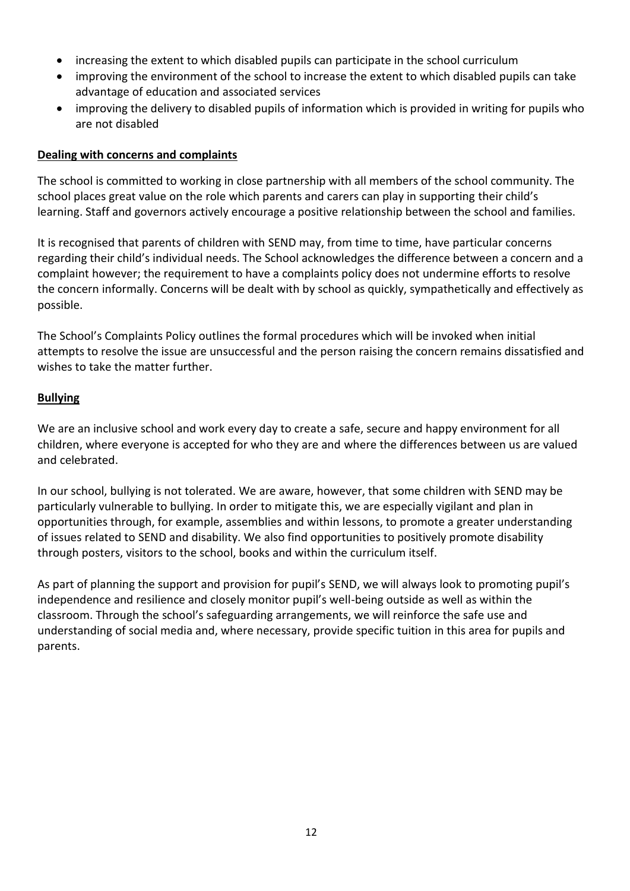- increasing the extent to which disabled pupils can participate in the school curriculum
- improving the environment of the school to increase the extent to which disabled pupils can take advantage of education and associated services
- improving the delivery to disabled pupils of information which is provided in writing for pupils who are not disabled

**Dealing with concerns and complaints**

The school is committed to working in close partnership with all members of the school community. The school places great value on the role which parents and carers can play in supporting their child's learning. Staff and governors actively encourage a positive relationship between the school and families.

It is recognised that parents of children with SEND may, from time to time, have particular concerns regarding their child's individual needs. The School acknowledges the difference between a concern and a complaint however; the requirement to have a complaints policy does not undermine efforts to resolve the concern informally. Concerns will be dealt with by school as quickly, sympathetically and effectively as possible.

The School's Complaints Policy outlines the formal procedures which will be invoked when initial attempts to resolve the issue are unsuccessful and the person raising the concern remains dissatisfied and wishes to take the matter further.

**Bullying**

We are an inclusive school and work every day to create a safe, secure and happy environment for all children, where everyone is accepted for who they are and where the differences between us are valued and celebrated.

In our school, bullying is not tolerated. We are aware, however, that some children with SEND may be particularly vulnerable to bullying. In order to mitigate this, we are especially vigilant and plan in opportunities through, for example, assemblies and within lessons, to promote a greater understanding of issues related to SEND and disability. We also find opportunities to positively promote disability through posters, visitors to the school, books and within the curriculum itself.

As part of planning the support and provision for pupil's SEND, we will always look to promoting pupil's independence and resilience and closely monitor pupil's well-being outside as well as within the classroom. Through the school's safeguarding arrangements, we will reinforce the safe use and understanding of social media and, where necessary, provide specific tuition in this area for pupils and parents.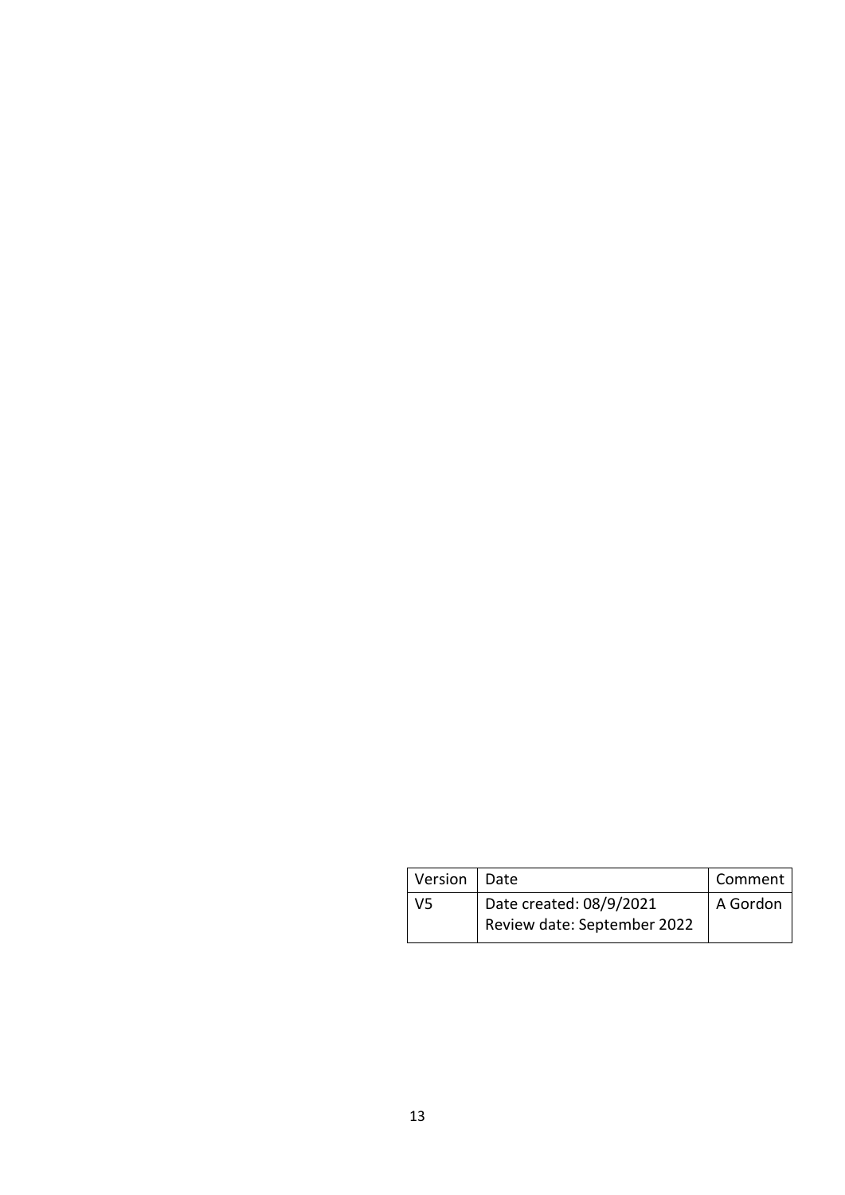| Version | Date | Comment |
| --- | --- | --- |
| V5 | Date created: 08/9/2021<br>Review date: September 2022 | A Gordon |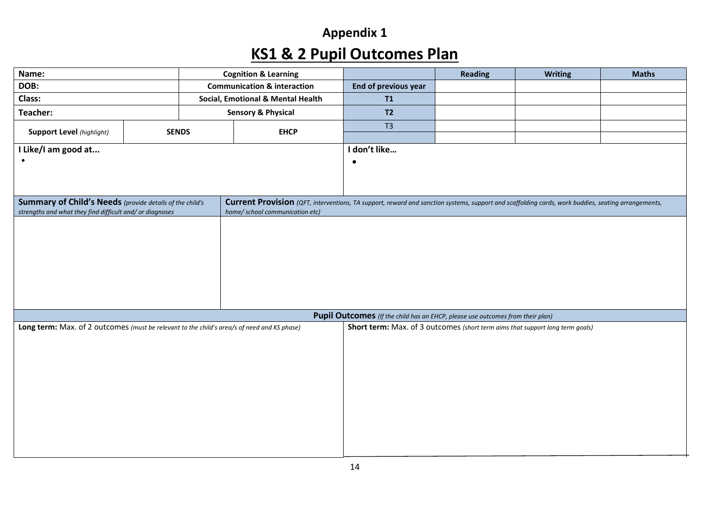# Appendix 1

## KS1 & 2 Pupil Outcomes Plan

| Name: | | Cognition & Learning | | Reading | Writing | Maths |
|---|---|---|---|---|---|---|
| DOB: | | Communication & interaction | End of previous year | | | |
| Class: | | Social, Emotional & Mental Health | T1 | | | |
| Teacher: | | Sensory & Physical | T2 | | | |
| Support Level *(highlight)* | SENDS | EHCP | T3 | | | |
| | | | | | | |

| I Like/I am good at... | I don't like… |
|---|---|
| • | • |

| **Summary of Child's Needs** *(provide details of the child's strengths and what they find difficult and/ or diagnoses* | **Current Provision** *(QFT, interventions, TA support, reward and sanction systems, support and scaffolding cards, work buddies, seating arrangements, home/ school communication etc)* |
|---|---|
| | |

**Pupil Outcomes** *(If the child has an EHCP, please use outcomes from their plan)*

| **Long term:** Max. of 2 outcomes *(must be relevant to the child's area/s of need and KS phase)* | **Short term:** Max. of 3 outcomes *(short term aims that support long term goals)* |
|---|---|
| | |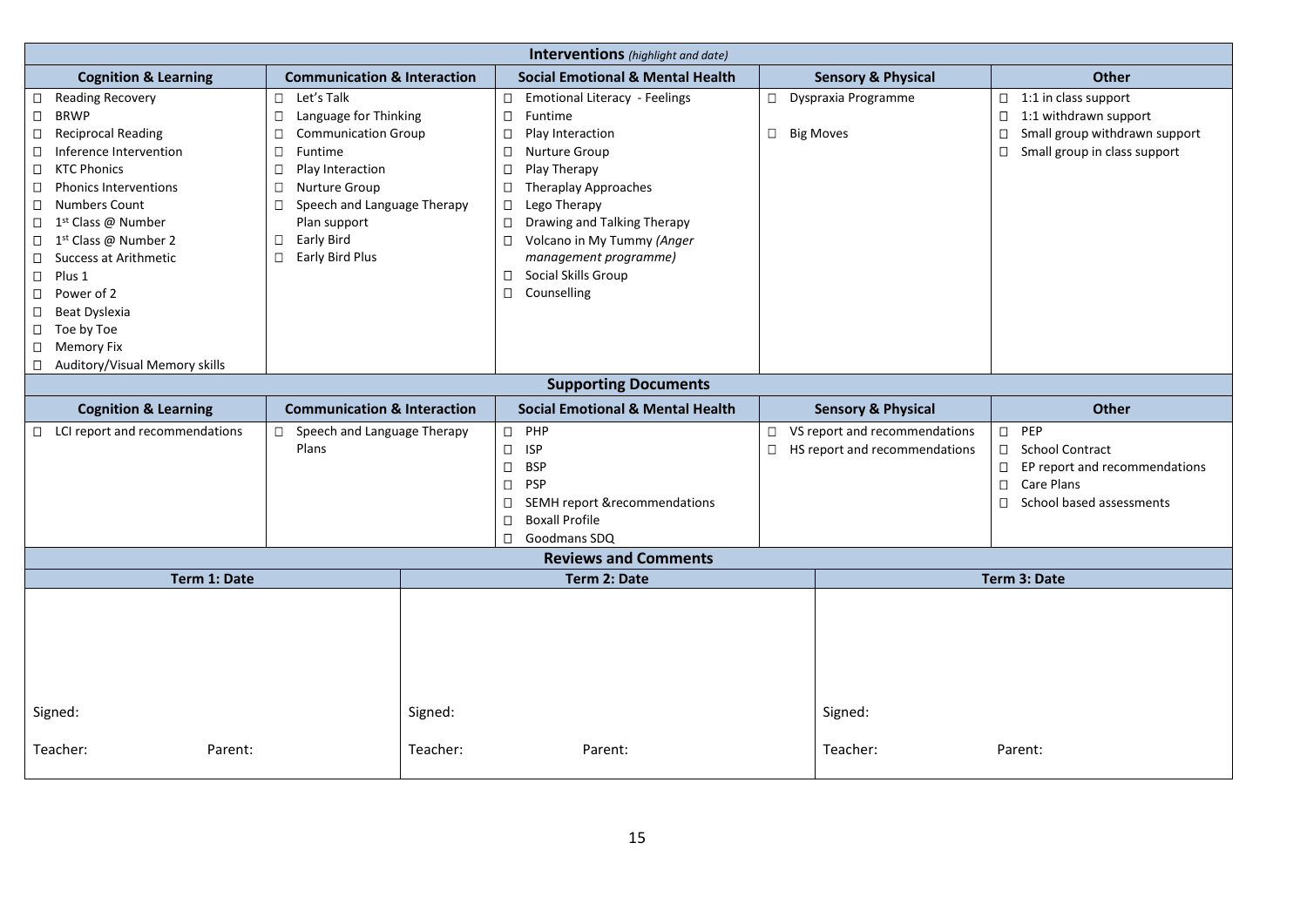**Interventions** *(highlight and date)*

| Cognition & Learning | Communication & Interaction | Social Emotional & Mental Health | Sensory & Physical | Other |
|---|---|---|---|---|
| ☐ Reading Recovery<br>☐ BRWP<br>☐ Reciprocal Reading<br>☐ Inference Intervention<br>☐ KTC Phonics<br>☐ Phonics Interventions<br>☐ Numbers Count<br>☐ 1st Class @ Number<br>☐ 1st Class @ Number 2<br>☐ Success at Arithmetic<br>☐ Plus 1<br>☐ Power of 2<br>☐ Beat Dyslexia<br>☐ Toe by Toe<br>☐ Memory Fix<br>☐ Auditory/Visual Memory skills | ☐ Let's Talk<br>☐ Language for Thinking<br>☐ Communication Group<br>☐ Funtime<br>☐ Play Interaction<br>☐ Nurture Group<br>☐ Speech and Language Therapy Plan support<br>☐ Early Bird<br>☐ Early Bird Plus | ☐ Emotional Literacy - Feelings<br>☐ Funtime<br>☐ Play Interaction<br>☐ Nurture Group<br>☐ Play Therapy<br>☐ Theraplay Approaches<br>☐ Lego Therapy<br>☐ Drawing and Talking Therapy<br>☐ Volcano in My Tummy *(Anger management programme)*<br>☐ Social Skills Group<br>☐ Counselling | ☐ Dyspraxia Programme<br><br>☐ Big Moves | ☐ 1:1 in class support<br>☐ 1:1 withdrawn support<br>☐ Small group withdrawn support<br>☐ Small group in class support |

**Supporting Documents**

| Cognition & Learning | Communication & Interaction | Social Emotional & Mental Health | Sensory & Physical | Other |
|---|---|---|---|---|
| ☐ LCI report and recommendations | ☐ Speech and Language Therapy Plans | ☐ PHP<br>☐ ISP<br>☐ BSP<br>☐ PSP<br>☐ SEMH report &recommendations<br>☐ Boxall Profile<br>☐ Goodmans SDQ | ☐ VS report and recommendations<br>☐ HS report and recommendations | ☐ PEP<br>☐ School Contract<br>☐ EP report and recommendations<br>☐ Care Plans<br>☐ School based assessments |

**Reviews and Comments**

| Term 1: Date | Term 2: Date | Term 3: Date |
|---|---|---|
| <br><br><br>Signed:<br><br>Teacher: Parent: | <br><br><br>Signed:<br><br>Teacher: Parent: | <br><br><br>Signed:<br><br>Teacher: Parent: |